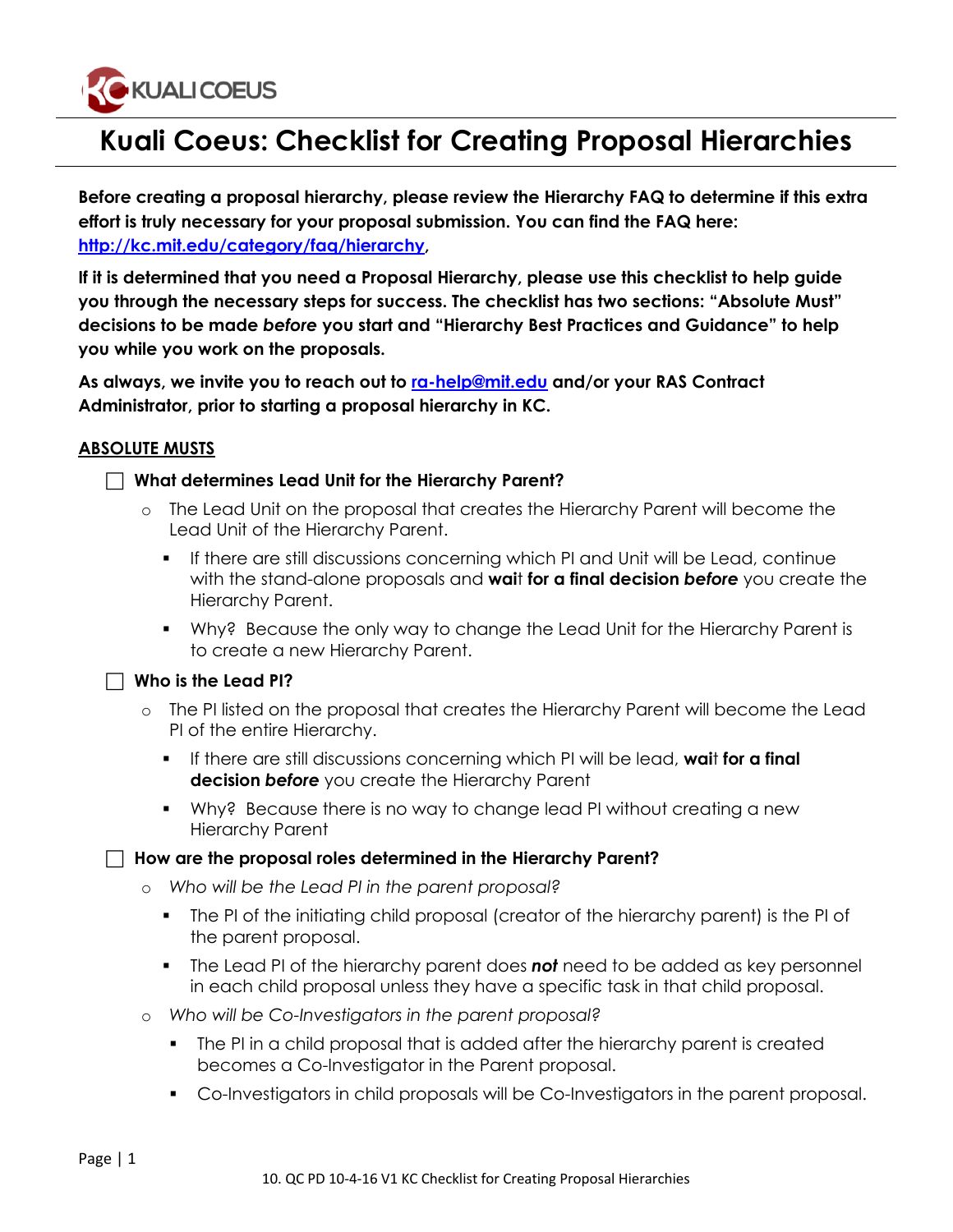# Kuali Coeus: Checklist for Creating Proposal Hierarchies

**Before creating a proposal hierarchy, please review the Hierarchy FAQ to determine if this extra effort is truly necessary for your proposal submission. You can find the FAQ here: [http://kc.mit.edu/category/faq/hierarchy](http://kc.mit.edu/category/faq/hierarchy),**

**If it is determined that you need a Proposal Hierarchy, please use this checklist to help guide you through the necessary steps for success. The checklist has two sections: "Absolute Must" decisions to be made *before* you start and "Hierarchy Best Practices and Guidance" to help you while you work on the proposals.**

**As always, we invite you to reach out to [ra-help@mit.edu](mailto:ra-help@mit.edu) and/or your RAS Contract Administrator, prior to starting a proposal hierarchy in KC.**

## ABSOLUTE MUSTS

- [ ] **What determines Lead Unit for the Hierarchy Parent?**
  - The Lead Unit on the proposal that creates the Hierarchy Parent will become the Lead Unit of the Hierarchy Parent.
    - If there are still discussions concerning which PI and Unit will be Lead, continue with the stand-alone proposals and **wait for a final decision *before*** you create the Hierarchy Parent.
    - Why? Because the only way to change the Lead Unit for the Hierarchy Parent is to create a new Hierarchy Parent.
- [ ] **Who is the Lead PI?**
  - The PI listed on the proposal that creates the Hierarchy Parent will become the Lead PI of the entire Hierarchy.
    - If there are still discussions concerning which PI will be lead, **wait for a final decision *before*** you create the Hierarchy Parent
    - Why? Because there is no way to change lead PI without creating a new Hierarchy Parent
- [ ] **How are the proposal roles determined in the Hierarchy Parent?**
  - *Who will be the Lead PI in the parent proposal?*
    - The PI of the initiating child proposal (creator of the hierarchy parent) is the PI of the parent proposal.
    - The Lead PI of the hierarchy parent does ***not*** need to be added as key personnel in each child proposal unless they have a specific task in that child proposal.
  - *Who will be Co-Investigators in the parent proposal?*
    - The PI in a child proposal that is added after the hierarchy parent is created becomes a Co-Investigator in the Parent proposal.
    - Co-Investigators in child proposals will be Co-Investigators in the parent proposal.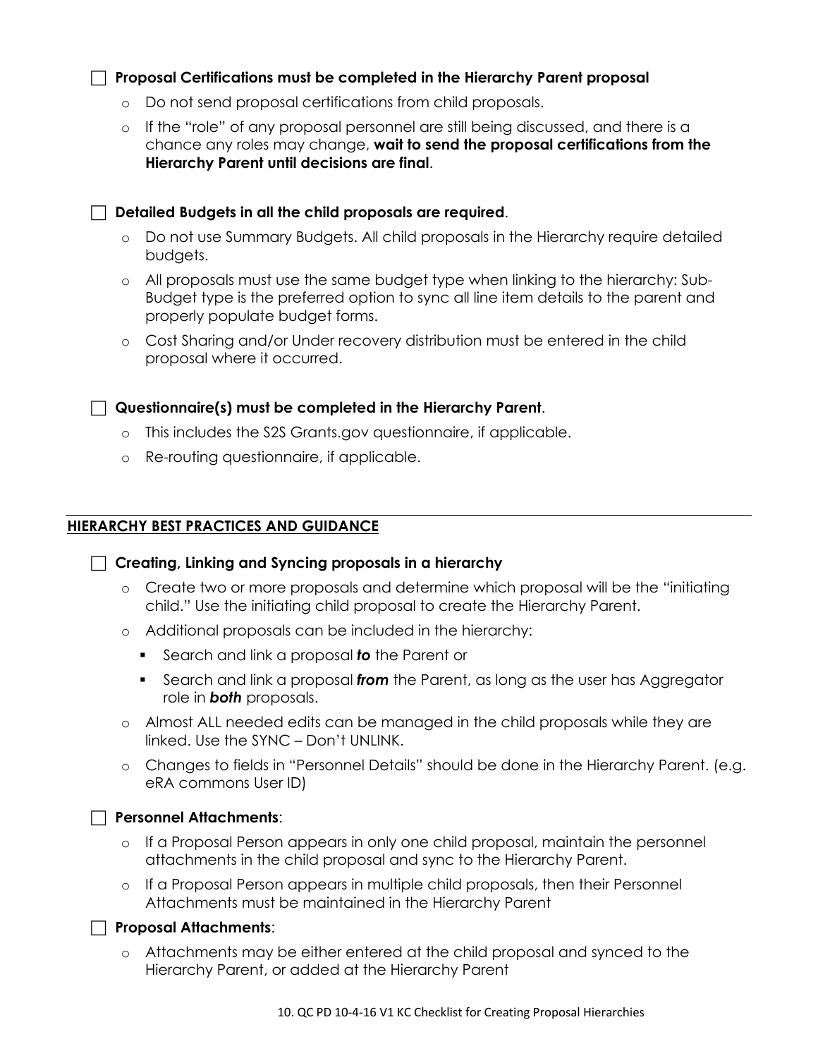- [ ] **Proposal Certifications must be completed in the Hierarchy Parent proposal**
    - Do not send proposal certifications from child proposals.
    - If the "role" of any proposal personnel are still being discussed, and there is a chance any roles may change, **wait to send the proposal certifications from the Hierarchy Parent until decisions are final**.

- [ ] **Detailed Budgets in all the child proposals are required**.
    - Do not use Summary Budgets. All child proposals in the Hierarchy require detailed budgets.
    - All proposals must use the same budget type when linking to the hierarchy: Sub-Budget type is the preferred option to sync all line item details to the parent and properly populate budget forms.
    - Cost Sharing and/or Under recovery distribution must be entered in the child proposal where it occurred.

- [ ] **Questionnaire(s) must be completed in the Hierarchy Parent**.
    - This includes the S2S Grants.gov questionnaire, if applicable.
    - Re-routing questionnaire, if applicable.

## HIERARCHY BEST PRACTICES AND GUIDANCE

- [ ] **Creating, Linking and Syncing proposals in a hierarchy**
    - Create two or more proposals and determine which proposal will be the "initiating child." Use the initiating child proposal to create the Hierarchy Parent.
    - Additional proposals can be included in the hierarchy:
        - Search and link a proposal ***to*** the Parent or
        - Search and link a proposal ***from*** the Parent, as long as the user has Aggregator role in ***both*** proposals.
    - Almost ALL needed edits can be managed in the child proposals while they are linked. Use the SYNC – Don't UNLINK.
    - Changes to fields in "Personnel Details" should be done in the Hierarchy Parent. (e.g. eRA commons User ID)

- [ ] **Personnel Attachments**:
    - If a Proposal Person appears in only one child proposal, maintain the personnel attachments in the child proposal and sync to the Hierarchy Parent.
    - If a Proposal Person appears in multiple child proposals, then their Personnel Attachments must be maintained in the Hierarchy Parent

- [ ] **Proposal Attachments**:
    - Attachments may be either entered at the child proposal and synced to the Hierarchy Parent, or added at the Hierarchy Parent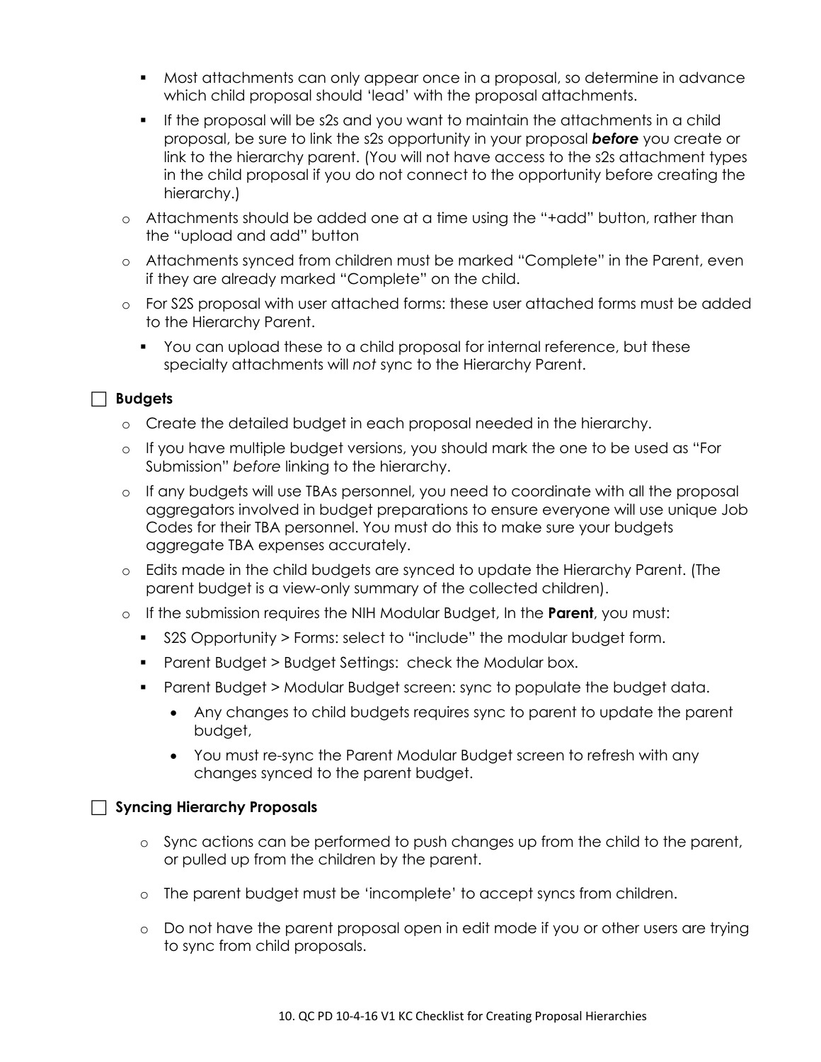- Most attachments can only appear once in a proposal, so determine in advance which child proposal should 'lead' with the proposal attachments.
   - If the proposal will be s2s and you want to maintain the attachments in a child proposal, be sure to link the s2s opportunity in your proposal ***before*** you create or link to the hierarchy parent. (You will not have access to the s2s attachment types in the child proposal if you do not connect to the opportunity before creating the hierarchy.)
- Attachments should be added one at a time using the "+add" button, rather than the "upload and add" button
- Attachments synced from children must be marked "Complete" in the Parent, even if they are already marked "Complete" on the child.
- For S2S proposal with user attached forms: these user attached forms must be added to the Hierarchy Parent.
   - You can upload these to a child proposal for internal reference, but these specialty attachments will *not* sync to the Hierarchy Parent.

☐ **Budgets**

- Create the detailed budget in each proposal needed in the hierarchy.
- If you have multiple budget versions, you should mark the one to be used as "For Submission" *before* linking to the hierarchy.
- If any budgets will use TBAs personnel, you need to coordinate with all the proposal aggregators involved in budget preparations to ensure everyone will use unique Job Codes for their TBA personnel. You must do this to make sure your budgets aggregate TBA expenses accurately.
- Edits made in the child budgets are synced to update the Hierarchy Parent. (The parent budget is a view-only summary of the collected children).
- If the submission requires the NIH Modular Budget, In the **Parent**, you must:
   - S2S Opportunity > Forms: select to "include" the modular budget form.
   - Parent Budget > Budget Settings: check the Modular box.
   - Parent Budget > Modular Budget screen: sync to populate the budget data.
      - Any changes to child budgets requires sync to parent to update the parent budget,
      - You must re-sync the Parent Modular Budget screen to refresh with any changes synced to the parent budget.

☐ **Syncing Hierarchy Proposals**

- Sync actions can be performed to push changes up from the child to the parent, or pulled up from the children by the parent.
- The parent budget must be 'incomplete' to accept syncs from children.
- Do not have the parent proposal open in edit mode if you or other users are trying to sync from child proposals.

10. QC PD 10-4-16 V1 KC Checklist for Creating Proposal Hierarchies